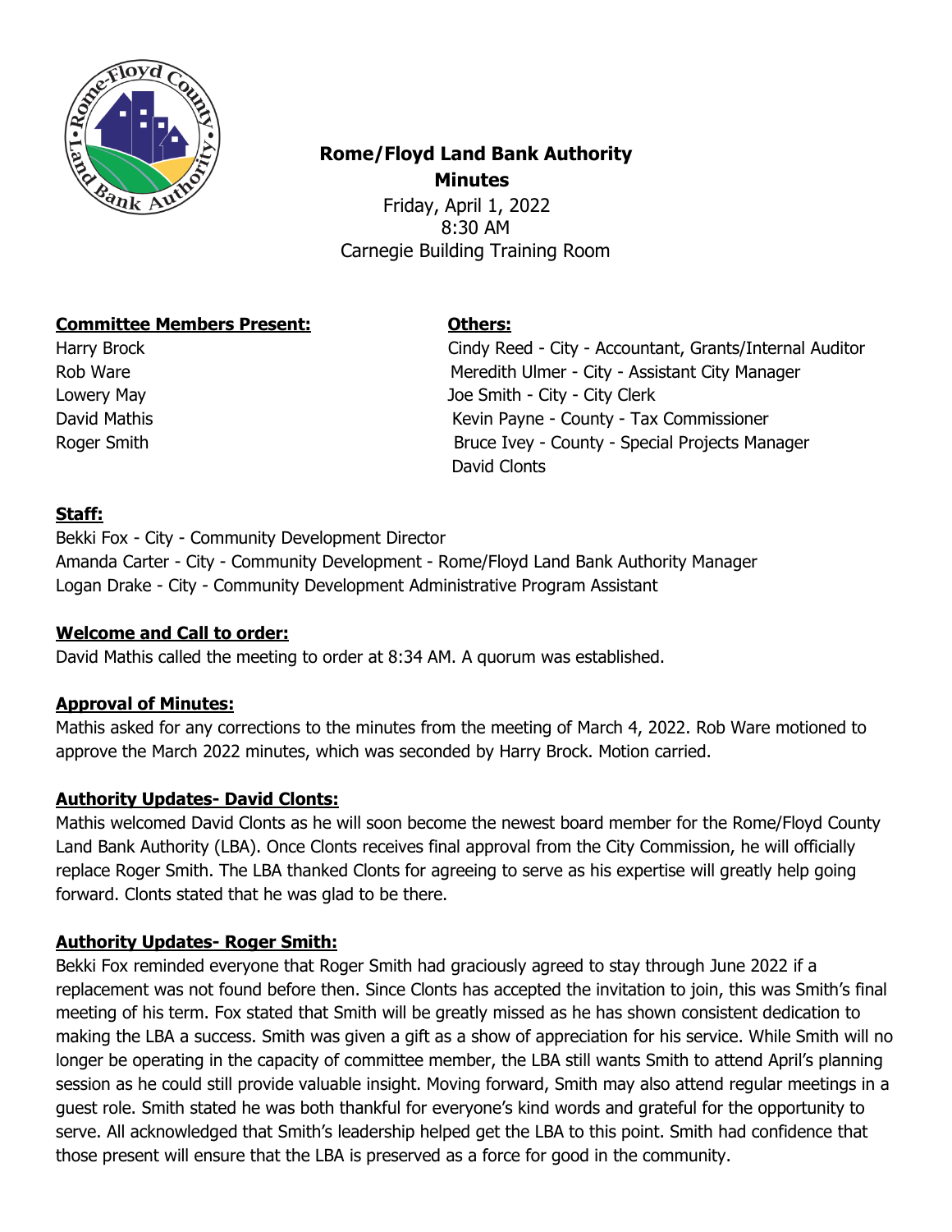# Rome/Floyd Land Bank Authority
## Minutes

Friday, April 1, 2022
8:30 AM
Carnegie Building Training Room

**Committee Members Present:**

Harry Brock
Rob Ware
Lowery May
David Mathis
Roger Smith

**Others:**

Cindy Reed - City - Accountant, Grants/Internal Auditor
Meredith Ulmer - City - Assistant City Manager
Joe Smith - City - City Clerk
Kevin Payne - County - Tax Commissioner
Bruce Ivey - County - Special Projects Manager
David Clonts

**Staff:**

Bekki Fox - City - Community Development Director
Amanda Carter - City - Community Development - Rome/Floyd Land Bank Authority Manager
Logan Drake - City - Community Development Administrative Program Assistant

**Welcome and Call to order:**

David Mathis called the meeting to order at 8:34 AM. A quorum was established.

**Approval of Minutes:**

Mathis asked for any corrections to the minutes from the meeting of March 4, 2022. Rob Ware motioned to approve the March 2022 minutes, which was seconded by Harry Brock. Motion carried.

**Authority Updates- David Clonts:**

Mathis welcomed David Clonts as he will soon become the newest board member for the Rome/Floyd County Land Bank Authority (LBA). Once Clonts receives final approval from the City Commission, he will officially replace Roger Smith. The LBA thanked Clonts for agreeing to serve as his expertise will greatly help going forward. Clonts stated that he was glad to be there.

**Authority Updates- Roger Smith:**

Bekki Fox reminded everyone that Roger Smith had graciously agreed to stay through June 2022 if a replacement was not found before then. Since Clonts has accepted the invitation to join, this was Smith's final meeting of his term. Fox stated that Smith will be greatly missed as he has shown consistent dedication to making the LBA a success. Smith was given a gift as a show of appreciation for his service. While Smith will no longer be operating in the capacity of committee member, the LBA still wants Smith to attend April's planning session as he could still provide valuable insight. Moving forward, Smith may also attend regular meetings in a guest role. Smith stated he was both thankful for everyone's kind words and grateful for the opportunity to serve. All acknowledged that Smith's leadership helped get the LBA to this point. Smith had confidence that those present will ensure that the LBA is preserved as a force for good in the community.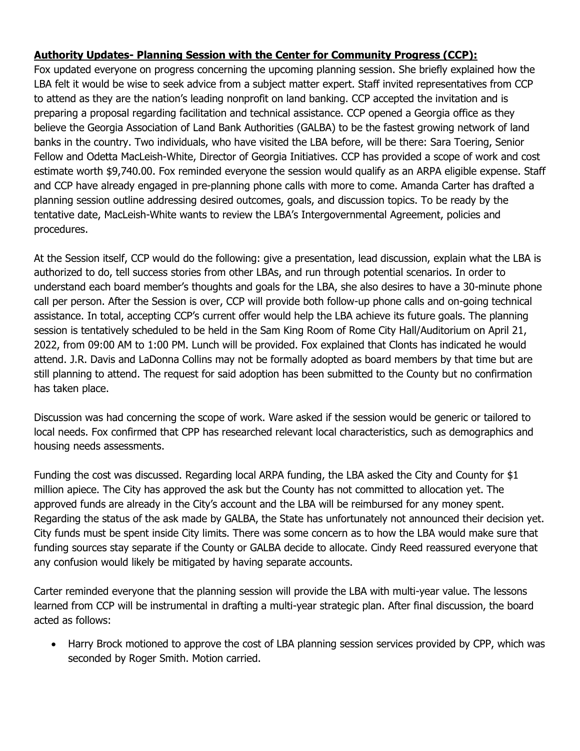**Authority Updates- Planning Session with the Center for Community Progress (CCP):**

Fox updated everyone on progress concerning the upcoming planning session. She briefly explained how the LBA felt it would be wise to seek advice from a subject matter expert. Staff invited representatives from CCP to attend as they are the nation's leading nonprofit on land banking. CCP accepted the invitation and is preparing a proposal regarding facilitation and technical assistance. CCP opened a Georgia office as they believe the Georgia Association of Land Bank Authorities (GALBA) to be the fastest growing network of land banks in the country. Two individuals, who have visited the LBA before, will be there: Sara Toering, Senior Fellow and Odetta MacLeish-White, Director of Georgia Initiatives. CCP has provided a scope of work and cost estimate worth $9,740.00. Fox reminded everyone the session would qualify as an ARPA eligible expense. Staff and CCP have already engaged in pre-planning phone calls with more to come. Amanda Carter has drafted a planning session outline addressing desired outcomes, goals, and discussion topics. To be ready by the tentative date, MacLeish-White wants to review the LBA's Intergovernmental Agreement, policies and procedures.

At the Session itself, CCP would do the following: give a presentation, lead discussion, explain what the LBA is authorized to do, tell success stories from other LBAs, and run through potential scenarios. In order to understand each board member's thoughts and goals for the LBA, she also desires to have a 30-minute phone call per person. After the Session is over, CCP will provide both follow-up phone calls and on-going technical assistance. In total, accepting CCP's current offer would help the LBA achieve its future goals. The planning session is tentatively scheduled to be held in the Sam King Room of Rome City Hall/Auditorium on April 21, 2022, from 09:00 AM to 1:00 PM. Lunch will be provided. Fox explained that Clonts has indicated he would attend. J.R. Davis and LaDonna Collins may not be formally adopted as board members by that time but are still planning to attend. The request for said adoption has been submitted to the County but no confirmation has taken place.

Discussion was had concerning the scope of work. Ware asked if the session would be generic or tailored to local needs. Fox confirmed that CPP has researched relevant local characteristics, such as demographics and housing needs assessments.

Funding the cost was discussed. Regarding local ARPA funding, the LBA asked the City and County for $1 million apiece. The City has approved the ask but the County has not committed to allocation yet. The approved funds are already in the City's account and the LBA will be reimbursed for any money spent. Regarding the status of the ask made by GALBA, the State has unfortunately not announced their decision yet. City funds must be spent inside City limits. There was some concern as to how the LBA would make sure that funding sources stay separate if the County or GALBA decide to allocate. Cindy Reed reassured everyone that any confusion would likely be mitigated by having separate accounts.

Carter reminded everyone that the planning session will provide the LBA with multi-year value. The lessons learned from CCP will be instrumental in drafting a multi-year strategic plan. After final discussion, the board acted as follows:

- Harry Brock motioned to approve the cost of LBA planning session services provided by CPP, which was seconded by Roger Smith. Motion carried.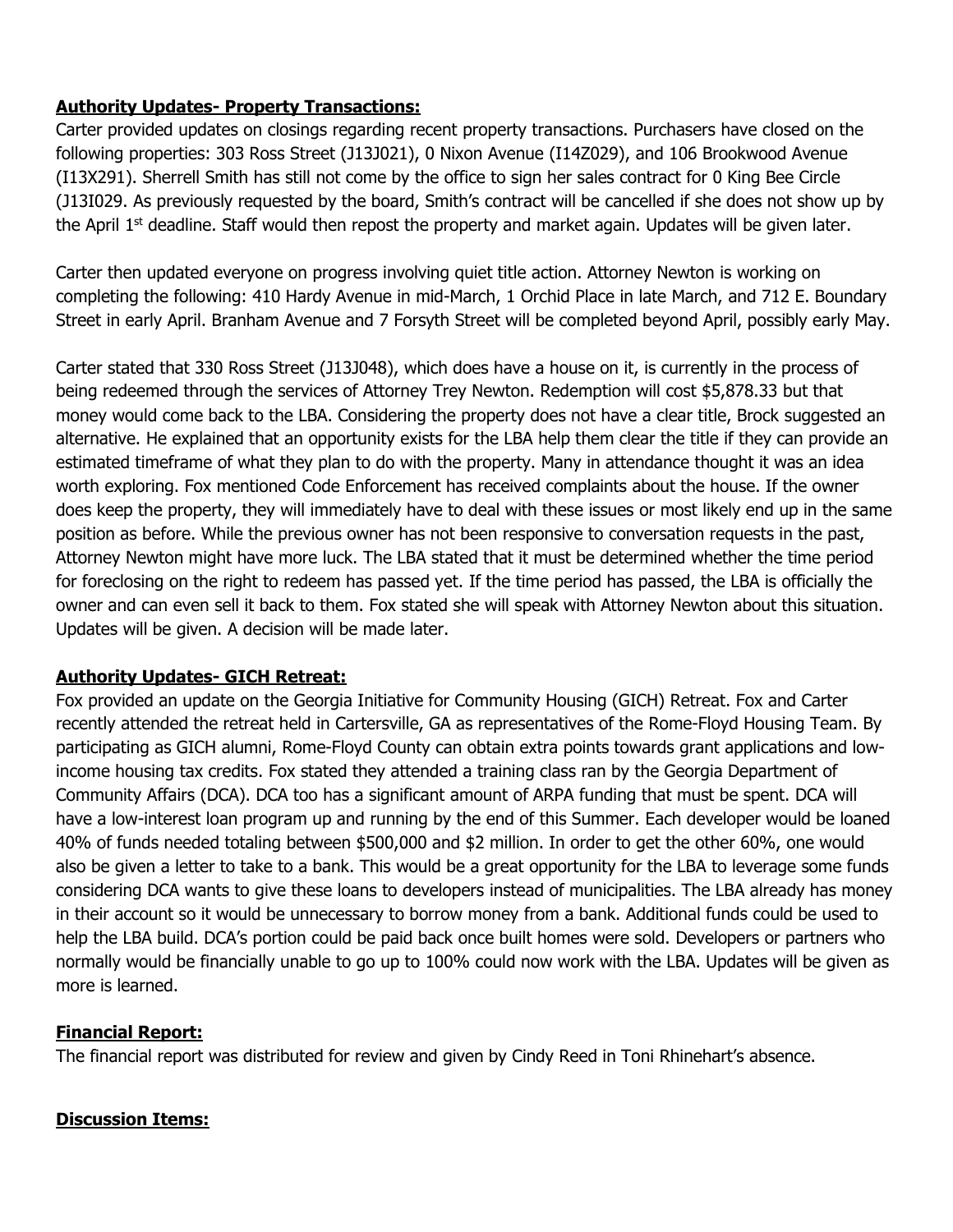**Authority Updates- Property Transactions:**

Carter provided updates on closings regarding recent property transactions. Purchasers have closed on the following properties: 303 Ross Street (J13J021), 0 Nixon Avenue (I14Z029), and 106 Brookwood Avenue (I13X291). Sherrell Smith has still not come by the office to sign her sales contract for 0 King Bee Circle (J13I029. As previously requested by the board, Smith's contract will be cancelled if she does not show up by the April 1st deadline. Staff would then repost the property and market again. Updates will be given later.

Carter then updated everyone on progress involving quiet title action. Attorney Newton is working on completing the following: 410 Hardy Avenue in mid-March, 1 Orchid Place in late March, and 712 E. Boundary Street in early April. Branham Avenue and 7 Forsyth Street will be completed beyond April, possibly early May.

Carter stated that 330 Ross Street (J13J048), which does have a house on it, is currently in the process of being redeemed through the services of Attorney Trey Newton. Redemption will cost $5,878.33 but that money would come back to the LBA. Considering the property does not have a clear title, Brock suggested an alternative. He explained that an opportunity exists for the LBA help them clear the title if they can provide an estimated timeframe of what they plan to do with the property. Many in attendance thought it was an idea worth exploring. Fox mentioned Code Enforcement has received complaints about the house. If the owner does keep the property, they will immediately have to deal with these issues or most likely end up in the same position as before. While the previous owner has not been responsive to conversation requests in the past, Attorney Newton might have more luck. The LBA stated that it must be determined whether the time period for foreclosing on the right to redeem has passed yet. If the time period has passed, the LBA is officially the owner and can even sell it back to them. Fox stated she will speak with Attorney Newton about this situation. Updates will be given. A decision will be made later.

**Authority Updates- GICH Retreat:**

Fox provided an update on the Georgia Initiative for Community Housing (GICH) Retreat. Fox and Carter recently attended the retreat held in Cartersville, GA as representatives of the Rome-Floyd Housing Team. By participating as GICH alumni, Rome-Floyd County can obtain extra points towards grant applications and low-income housing tax credits. Fox stated they attended a training class ran by the Georgia Department of Community Affairs (DCA). DCA too has a significant amount of ARPA funding that must be spent. DCA will have a low-interest loan program up and running by the end of this Summer. Each developer would be loaned 40% of funds needed totaling between $500,000 and $2 million. In order to get the other 60%, one would also be given a letter to take to a bank. This would be a great opportunity for the LBA to leverage some funds considering DCA wants to give these loans to developers instead of municipalities. The LBA already has money in their account so it would be unnecessary to borrow money from a bank. Additional funds could be used to help the LBA build. DCA's portion could be paid back once built homes were sold. Developers or partners who normally would be financially unable to go up to 100% could now work with the LBA. Updates will be given as more is learned.

**Financial Report:**

The financial report was distributed for review and given by Cindy Reed in Toni Rhinehart's absence.

**Discussion Items:**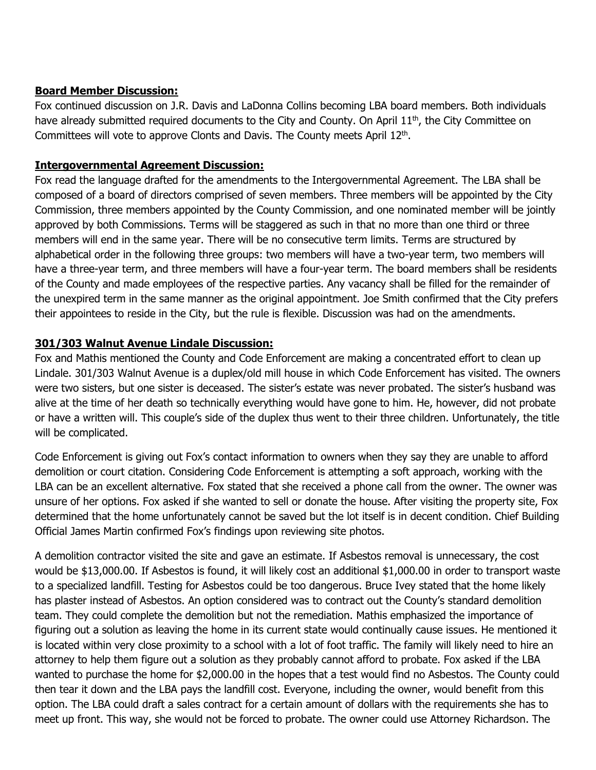**Board Member Discussion:**

Fox continued discussion on J.R. Davis and LaDonna Collins becoming LBA board members. Both individuals have already submitted required documents to the City and County. On April 11th, the City Committee on Committees will vote to approve Clonts and Davis. The County meets April 12th.

**Intergovernmental Agreement Discussion:**

Fox read the language drafted for the amendments to the Intergovernmental Agreement. The LBA shall be composed of a board of directors comprised of seven members. Three members will be appointed by the City Commission, three members appointed by the County Commission, and one nominated member will be jointly approved by both Commissions. Terms will be staggered as such in that no more than one third or three members will end in the same year. There will be no consecutive term limits. Terms are structured by alphabetical order in the following three groups: two members will have a two-year term, two members will have a three-year term, and three members will have a four-year term. The board members shall be residents of the County and made employees of the respective parties. Any vacancy shall be filled for the remainder of the unexpired term in the same manner as the original appointment. Joe Smith confirmed that the City prefers their appointees to reside in the City, but the rule is flexible. Discussion was had on the amendments.

**301/303 Walnut Avenue Lindale Discussion:**

Fox and Mathis mentioned the County and Code Enforcement are making a concentrated effort to clean up Lindale. 301/303 Walnut Avenue is a duplex/old mill house in which Code Enforcement has visited. The owners were two sisters, but one sister is deceased. The sister's estate was never probated. The sister's husband was alive at the time of her death so technically everything would have gone to him. He, however, did not probate or have a written will. This couple's side of the duplex thus went to their three children. Unfortunately, the title will be complicated.

Code Enforcement is giving out Fox's contact information to owners when they say they are unable to afford demolition or court citation. Considering Code Enforcement is attempting a soft approach, working with the LBA can be an excellent alternative. Fox stated that she received a phone call from the owner. The owner was unsure of her options. Fox asked if she wanted to sell or donate the house. After visiting the property site, Fox determined that the home unfortunately cannot be saved but the lot itself is in decent condition. Chief Building Official James Martin confirmed Fox's findings upon reviewing site photos.

A demolition contractor visited the site and gave an estimate. If Asbestos removal is unnecessary, the cost would be $13,000.00. If Asbestos is found, it will likely cost an additional $1,000.00 in order to transport waste to a specialized landfill. Testing for Asbestos could be too dangerous. Bruce Ivey stated that the home likely has plaster instead of Asbestos. An option considered was to contract out the County's standard demolition team. They could complete the demolition but not the remediation. Mathis emphasized the importance of figuring out a solution as leaving the home in its current state would continually cause issues. He mentioned it is located within very close proximity to a school with a lot of foot traffic. The family will likely need to hire an attorney to help them figure out a solution as they probably cannot afford to probate. Fox asked if the LBA wanted to purchase the home for $2,000.00 in the hopes that a test would find no Asbestos. The County could then tear it down and the LBA pays the landfill cost. Everyone, including the owner, would benefit from this option. The LBA could draft a sales contract for a certain amount of dollars with the requirements she has to meet up front. This way, she would not be forced to probate. The owner could use Attorney Richardson. The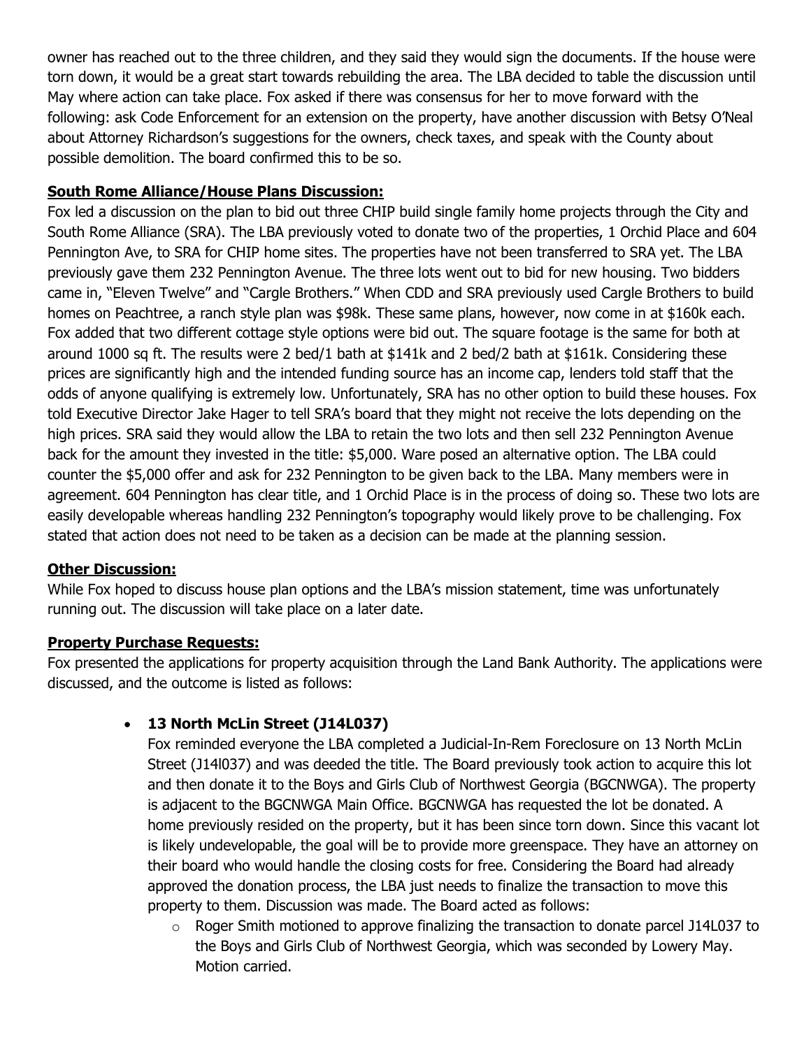owner has reached out to the three children, and they said they would sign the documents. If the house were torn down, it would be a great start towards rebuilding the area. The LBA decided to table the discussion until May where action can take place. Fox asked if there was consensus for her to move forward with the following: ask Code Enforcement for an extension on the property, have another discussion with Betsy O'Neal about Attorney Richardson's suggestions for the owners, check taxes, and speak with the County about possible demolition. The board confirmed this to be so.

**South Rome Alliance/House Plans Discussion:**

Fox led a discussion on the plan to bid out three CHIP build single family home projects through the City and South Rome Alliance (SRA). The LBA previously voted to donate two of the properties, 1 Orchid Place and 604 Pennington Ave, to SRA for CHIP home sites. The properties have not been transferred to SRA yet. The LBA previously gave them 232 Pennington Avenue. The three lots went out to bid for new housing. Two bidders came in, "Eleven Twelve" and "Cargle Brothers." When CDD and SRA previously used Cargle Brothers to build homes on Peachtree, a ranch style plan was $98k. These same plans, however, now come in at $160k each. Fox added that two different cottage style options were bid out. The square footage is the same for both at around 1000 sq ft. The results were 2 bed/1 bath at $141k and 2 bed/2 bath at $161k. Considering these prices are significantly high and the intended funding source has an income cap, lenders told staff that the odds of anyone qualifying is extremely low. Unfortunately, SRA has no other option to build these houses. Fox told Executive Director Jake Hager to tell SRA's board that they might not receive the lots depending on the high prices. SRA said they would allow the LBA to retain the two lots and then sell 232 Pennington Avenue back for the amount they invested in the title: $5,000. Ware posed an alternative option. The LBA could counter the $5,000 offer and ask for 232 Pennington to be given back to the LBA. Many members were in agreement. 604 Pennington has clear title, and 1 Orchid Place is in the process of doing so. These two lots are easily developable whereas handling 232 Pennington's topography would likely prove to be challenging. Fox stated that action does not need to be taken as a decision can be made at the planning session.

**Other Discussion:**

While Fox hoped to discuss house plan options and the LBA's mission statement, time was unfortunately running out. The discussion will take place on a later date.

**Property Purchase Requests:**

Fox presented the applications for property acquisition through the Land Bank Authority. The applications were discussed, and the outcome is listed as follows:

- **13 North McLin Street (J14L037)**

  Fox reminded everyone the LBA completed a Judicial-In-Rem Foreclosure on 13 North McLin Street (J14l037) and was deeded the title. The Board previously took action to acquire this lot and then donate it to the Boys and Girls Club of Northwest Georgia (BGCNWGA). The property is adjacent to the BGCNWGA Main Office. BGCNWGA has requested the lot be donated. A home previously resided on the property, but it has been since torn down. Since this vacant lot is likely undevelopable, the goal will be to provide more greenspace. They have an attorney on their board who would handle the closing costs for free. Considering the Board had already approved the donation process, the LBA just needs to finalize the transaction to move this property to them. Discussion was made. The Board acted as follows:

  - Roger Smith motioned to approve finalizing the transaction to donate parcel J14L037 to the Boys and Girls Club of Northwest Georgia, which was seconded by Lowery May. Motion carried.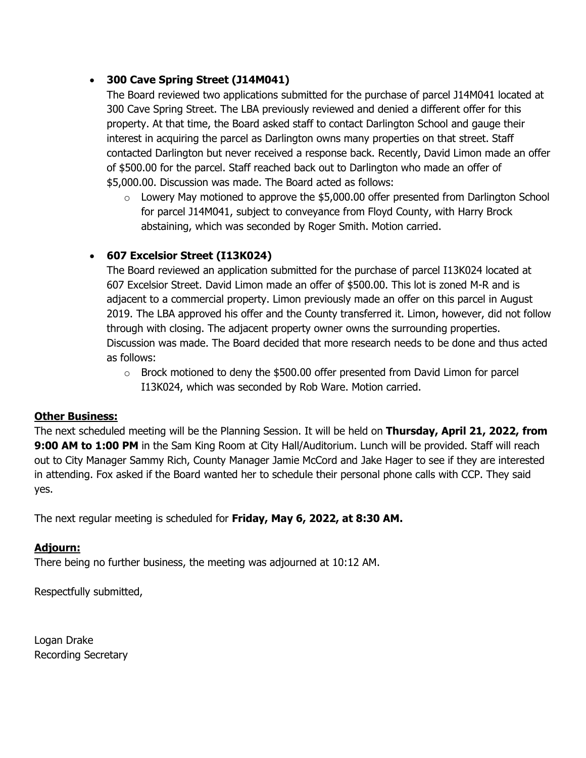- **300 Cave Spring Street (J14M041)**

  The Board reviewed two applications submitted for the purchase of parcel J14M041 located at 300 Cave Spring Street. The LBA previously reviewed and denied a different offer for this property. At that time, the Board asked staff to contact Darlington School and gauge their interest in acquiring the parcel as Darlington owns many properties on that street. Staff contacted Darlington but never received a response back. Recently, David Limon made an offer of $500.00 for the parcel. Staff reached back out to Darlington who made an offer of $5,000.00. Discussion was made. The Board acted as follows:

  - Lowery May motioned to approve the $5,000.00 offer presented from Darlington School for parcel J14M041, subject to conveyance from Floyd County, with Harry Brock abstaining, which was seconded by Roger Smith. Motion carried.

- **607 Excelsior Street (I13K024)**

  The Board reviewed an application submitted for the purchase of parcel I13K024 located at 607 Excelsior Street. David Limon made an offer of $500.00. This lot is zoned M-R and is adjacent to a commercial property. Limon previously made an offer on this parcel in August 2019. The LBA approved his offer and the County transferred it. Limon, however, did not follow through with closing. The adjacent property owner owns the surrounding properties. Discussion was made. The Board decided that more research needs to be done and thus acted as follows:

  - Brock motioned to deny the $500.00 offer presented from David Limon for parcel I13K024, which was seconded by Rob Ware. Motion carried.

**Other Business:**

The next scheduled meeting will be the Planning Session. It will be held on **Thursday, April 21, 2022, from 9:00 AM to 1:00 PM** in the Sam King Room at City Hall/Auditorium. Lunch will be provided. Staff will reach out to City Manager Sammy Rich, County Manager Jamie McCord and Jake Hager to see if they are interested in attending. Fox asked if the Board wanted her to schedule their personal phone calls with CCP. They said yes.

The next regular meeting is scheduled for **Friday, May 6, 2022, at 8:30 AM.**

**Adjourn:**

There being no further business, the meeting was adjourned at 10:12 AM.

Respectfully submitted,

Logan Drake
Recording Secretary